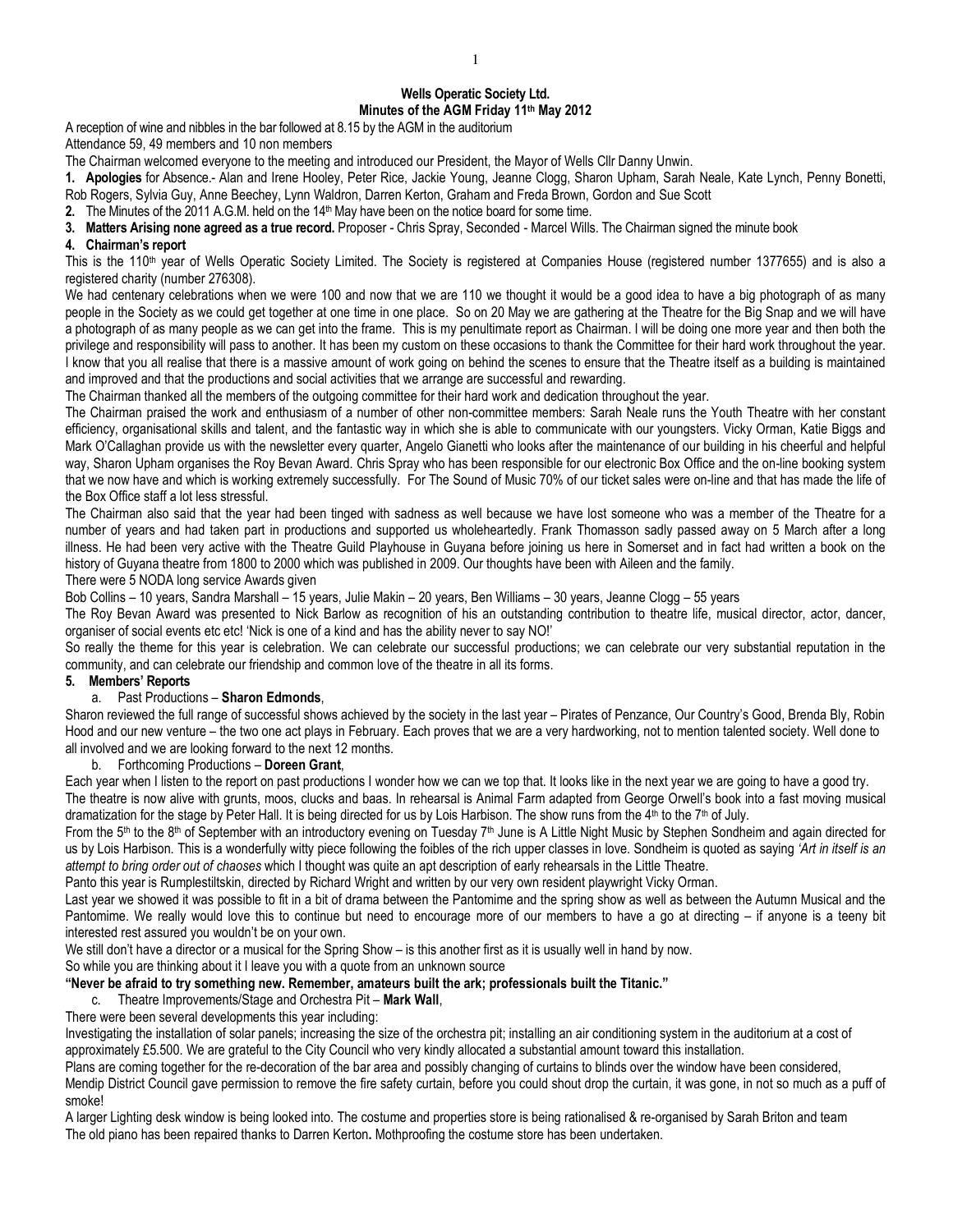**Wells Operatic Society Ltd.**
**Minutes of the AGM Friday 11th May 2012**

A reception of wine and nibbles in the bar followed at 8.15 by the AGM in the auditorium

Attendance 59, 49 members and 10 non members

The Chairman welcomed everyone to the meeting and introduced our President, the Mayor of Wells Cllr Danny Unwin.

**1. Apologies** for Absence.- Alan and Irene Hooley, Peter Rice, Jackie Young, Jeanne Clogg, Sharon Upham, Sarah Neale, Kate Lynch, Penny Bonetti, Rob Rogers, Sylvia Guy, Anne Beechey, Lynn Waldron, Darren Kerton, Graham and Freda Brown, Gordon and Sue Scott

**2.** The Minutes of the 2011 A.G.M. held on the 14th May have been on the notice board for some time.

**3. Matters Arising none agreed as a true record.** Proposer - Chris Spray, Seconded - Marcel Wills. The Chairman signed the minute book

**4. Chairman's report**

This is the 110th year of Wells Operatic Society Limited. The Society is registered at Companies House (registered number 1377655) and is also a registered charity (number 276308).

We had centenary celebrations when we were 100 and now that we are 110 we thought it would be a good idea to have a big photograph of as many people in the Society as we could get together at one time in one place. So on 20 May we are gathering at the Theatre for the Big Snap and we will have a photograph of as many people as we can get into the frame. This is my penultimate report as Chairman. I will be doing one more year and then both the privilege and responsibility will pass to another. It has been my custom on these occasions to thank the Committee for their hard work throughout the year. I know that you all realise that there is a massive amount of work going on behind the scenes to ensure that the Theatre itself as a building is maintained and improved and that the productions and social activities that we arrange are successful and rewarding.

The Chairman thanked all the members of the outgoing committee for their hard work and dedication throughout the year.

The Chairman praised the work and enthusiasm of a number of other non-committee members: Sarah Neale runs the Youth Theatre with her constant efficiency, organisational skills and talent, and the fantastic way in which she is able to communicate with our youngsters. Vicky Orman, Katie Biggs and Mark O'Callaghan provide us with the newsletter every quarter, Angelo Gianetti who looks after the maintenance of our building in his cheerful and helpful way, Sharon Upham organises the Roy Bevan Award. Chris Spray who has been responsible for our electronic Box Office and the on-line booking system that we now have and which is working extremely successfully. For The Sound of Music 70% of our ticket sales were on-line and that has made the life of the Box Office staff a lot less stressful.

The Chairman also said that the year had been tinged with sadness as well because we have lost someone who was a member of the Theatre for a number of years and had taken part in productions and supported us wholeheartedly. Frank Thomasson sadly passed away on 5 March after a long illness. He had been very active with the Theatre Guild Playhouse in Guyana before joining us here in Somerset and in fact had written a book on the history of Guyana theatre from 1800 to 2000 which was published in 2009. Our thoughts have been with Aileen and the family.

There were 5 NODA long service Awards given

Bob Collins – 10 years, Sandra Marshall – 15 years, Julie Makin – 20 years, Ben Williams – 30 years, Jeanne Clogg – 55 years

The Roy Bevan Award was presented to Nick Barlow as recognition of his an outstanding contribution to theatre life, musical director, actor, dancer, organiser of social events etc etc! 'Nick is one of a kind and has the ability never to say NO!'

So really the theme for this year is celebration. We can celebrate our successful productions; we can celebrate our very substantial reputation in the community, and can celebrate our friendship and common love of the theatre in all its forms.

**5. Members' Reports**

a. Past Productions – **Sharon Edmonds**,

Sharon reviewed the full range of successful shows achieved by the society in the last year – Pirates of Penzance, Our Country's Good, Brenda Bly, Robin Hood and our new venture – the two one act plays in February. Each proves that we are a very hardworking, not to mention talented society. Well done to all involved and we are looking forward to the next 12 months.

b. Forthcoming Productions – **Doreen Grant**,

Each year when I listen to the report on past productions I wonder how we can we top that. It looks like in the next year we are going to have a good try.

The theatre is now alive with grunts, moos, clucks and baas. In rehearsal is Animal Farm adapted from George Orwell's book into a fast moving musical dramatization for the stage by Peter Hall. It is being directed for us by Lois Harbison. The show runs from the 4th to the 7th of July.

From the 5th to the 8th of September with an introductory evening on Tuesday 7th June is A Little Night Music by Stephen Sondheim and again directed for us by Lois Harbison. This is a wonderfully witty piece following the foibles of the rich upper classes in love. Sondheim is quoted as saying *'Art in itself is an attempt to bring order out of chaoses* which I thought was quite an apt description of early rehearsals in the Little Theatre.

Panto this year is Rumplestiltskin, directed by Richard Wright and written by our very own resident playwright Vicky Orman.

Last year we showed it was possible to fit in a bit of drama between the Pantomime and the spring show as well as between the Autumn Musical and the Pantomime. We really would love this to continue but need to encourage more of our members to have a go at directing – if anyone is a teeny bit interested rest assured you wouldn't be on your own.

We still don't have a director or a musical for the Spring Show – is this another first as it is usually well in hand by now.

So while you are thinking about it I leave you with a quote from an unknown source

**"Never be afraid to try something new. Remember, amateurs built the ark; professionals built the Titanic."**

c. Theatre Improvements/Stage and Orchestra Pit – **Mark Wall**,

There were been several developments this year including:

Investigating the installation of solar panels; increasing the size of the orchestra pit; installing an air conditioning system in the auditorium at a cost of approximately £5.500. We are grateful to the City Council who very kindly allocated a substantial amount toward this installation.

Plans are coming together for the re-decoration of the bar area and possibly changing of curtains to blinds over the window have been considered,

Mendip District Council gave permission to remove the fire safety curtain, before you could shout drop the curtain, it was gone, in not so much as a puff of smoke!

A larger Lighting desk window is being looked into. The costume and properties store is being rationalised & re-organised by Sarah Briton and team

The old piano has been repaired thanks to Darren Kerton**.** Mothproofing the costume store has been undertaken.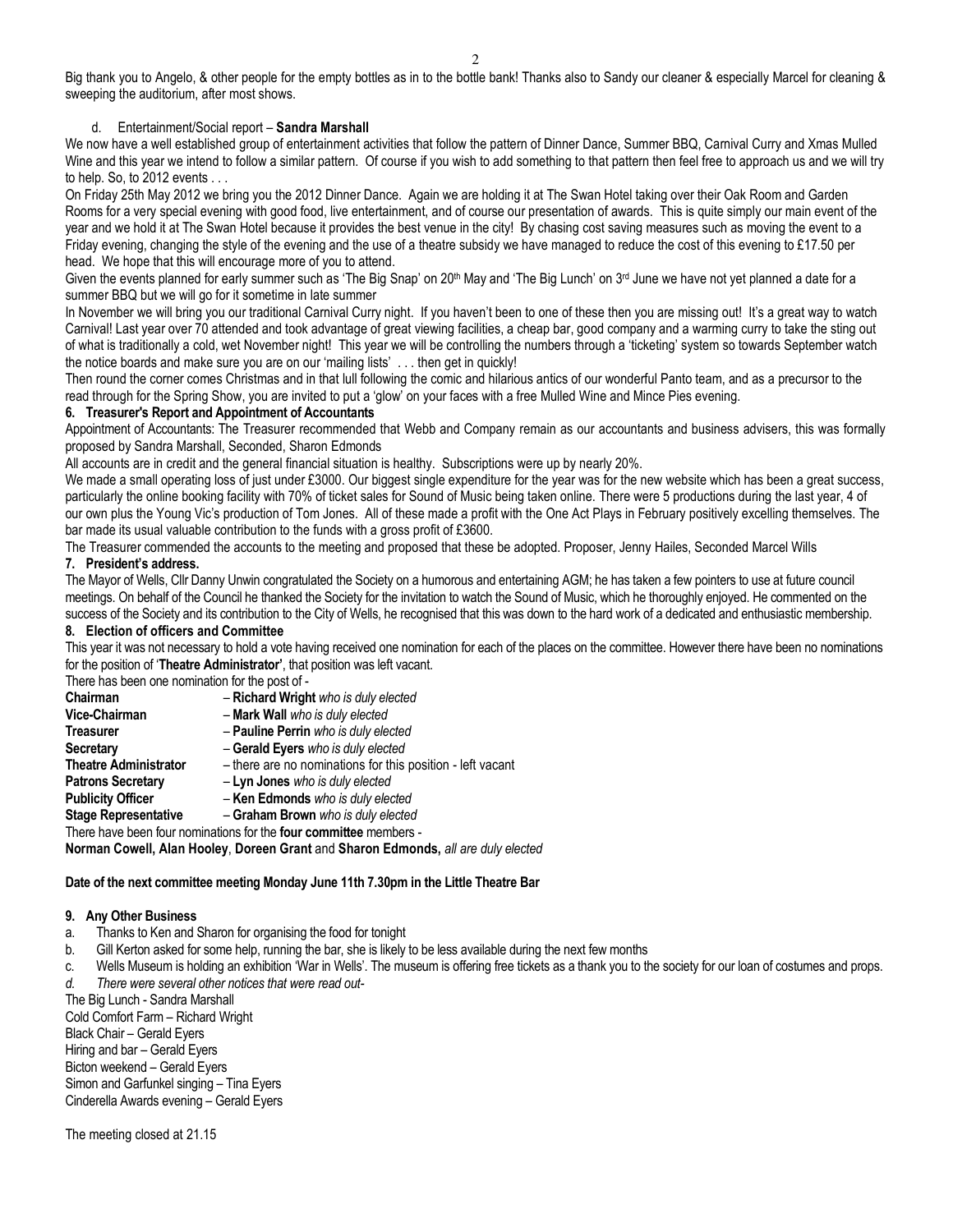Big thank you to Angelo, & other people for the empty bottles as in to the bottle bank! Thanks also to Sandy our cleaner & especially Marcel for cleaning & sweeping the auditorium, after most shows.

d. Entertainment/Social report – **Sandra Marshall**

We now have a well established group of entertainment activities that follow the pattern of Dinner Dance, Summer BBQ, Carnival Curry and Xmas Mulled Wine and this year we intend to follow a similar pattern. Of course if you wish to add something to that pattern then feel free to approach us and we will try to help. So, to 2012 events . . .

On Friday 25th May 2012 we bring you the 2012 Dinner Dance. Again we are holding it at The Swan Hotel taking over their Oak Room and Garden Rooms for a very special evening with good food, live entertainment, and of course our presentation of awards. This is quite simply our main event of the year and we hold it at The Swan Hotel because it provides the best venue in the city! By chasing cost saving measures such as moving the event to a Friday evening, changing the style of the evening and the use of a theatre subsidy we have managed to reduce the cost of this evening to £17.50 per head. We hope that this will encourage more of you to attend.

Given the events planned for early summer such as 'The Big Snap' on 20th May and 'The Big Lunch' on 3rd June we have not yet planned a date for a summer BBQ but we will go for it sometime in late summer

In November we will bring you our traditional Carnival Curry night. If you haven't been to one of these then you are missing out! It's a great way to watch Carnival! Last year over 70 attended and took advantage of great viewing facilities, a cheap bar, good company and a warming curry to take the sting out of what is traditionally a cold, wet November night! This year we will be controlling the numbers through a 'ticketing' system so towards September watch the notice boards and make sure you are on our 'mailing lists' . . . then get in quickly!

Then round the corner comes Christmas and in that lull following the comic and hilarious antics of our wonderful Panto team, and as a precursor to the read through for the Spring Show, you are invited to put a 'glow' on your faces with a free Mulled Wine and Mince Pies evening.

**6. Treasurer's Report and Appointment of Accountants**

Appointment of Accountants: The Treasurer recommended that Webb and Company remain as our accountants and business advisers, this was formally proposed by Sandra Marshall, Seconded, Sharon Edmonds

All accounts are in credit and the general financial situation is healthy. Subscriptions were up by nearly 20%.

We made a small operating loss of just under £3000. Our biggest single expenditure for the year was for the new website which has been a great success, particularly the online booking facility with 70% of ticket sales for Sound of Music being taken online. There were 5 productions during the last year, 4 of our own plus the Young Vic's production of Tom Jones. All of these made a profit with the One Act Plays in February positively excelling themselves. The bar made its usual valuable contribution to the funds with a gross profit of £3600.

The Treasurer commended the accounts to the meeting and proposed that these be adopted. Proposer, Jenny Hailes, Seconded Marcel Wills

**7. President's address.**

The Mayor of Wells, Cllr Danny Unwin congratulated the Society on a humorous and entertaining AGM; he has taken a few pointers to use at future council meetings. On behalf of the Council he thanked the Society for the invitation to watch the Sound of Music, which he thoroughly enjoyed. He commented on the success of the Society and its contribution to the City of Wells, he recognised that this was down to the hard work of a dedicated and enthusiastic membership.

**8. Election of officers and Committee**

This year it was not necessary to hold a vote having received one nomination for each of the places on the committee. However there have been no nominations for the position of '**Theatre Administrator'**, that position was left vacant.

There has been one nomination for the post of -

**Chairman** – **Richard Wright** *who is duly elected*
**Vice-Chairman** – **Mark Wall** *who is duly elected*
**Treasurer** – **Pauline Perrin** *who is duly elected*
**Secretary** – **Gerald Eyers** *who is duly elected*
**Theatre Administrator** – there are no nominations for this position - left vacant
**Patrons Secretary** – **Lyn Jones** *who is duly elected*
**Publicity Officer** – **Ken Edmonds** *who is duly elected*
**Stage Representative** – **Graham Brown** *who is duly elected*

There have been four nominations for the **four committee** members -

**Norman Cowell, Alan Hooley**, **Doreen Grant** and **Sharon Edmonds,** *all are duly elected*

**Date of the next committee meeting Monday June 11th 7.30pm in the Little Theatre Bar**

**9. Any Other Business**

a. Thanks to Ken and Sharon for organising the food for tonight
b. Gill Kerton asked for some help, running the bar, she is likely to be less available during the next few months
c. Wells Museum is holding an exhibition 'War in Wells'. The museum is offering free tickets as a thank you to the society for our loan of costumes and props.
d. *There were several other notices that were read out-*

The Big Lunch - Sandra Marshall
Cold Comfort Farm – Richard Wright
Black Chair – Gerald Eyers
Hiring and bar – Gerald Eyers
Bicton weekend – Gerald Eyers
Simon and Garfunkel singing – Tina Eyers
Cinderella Awards evening – Gerald Eyers

The meeting closed at 21.15